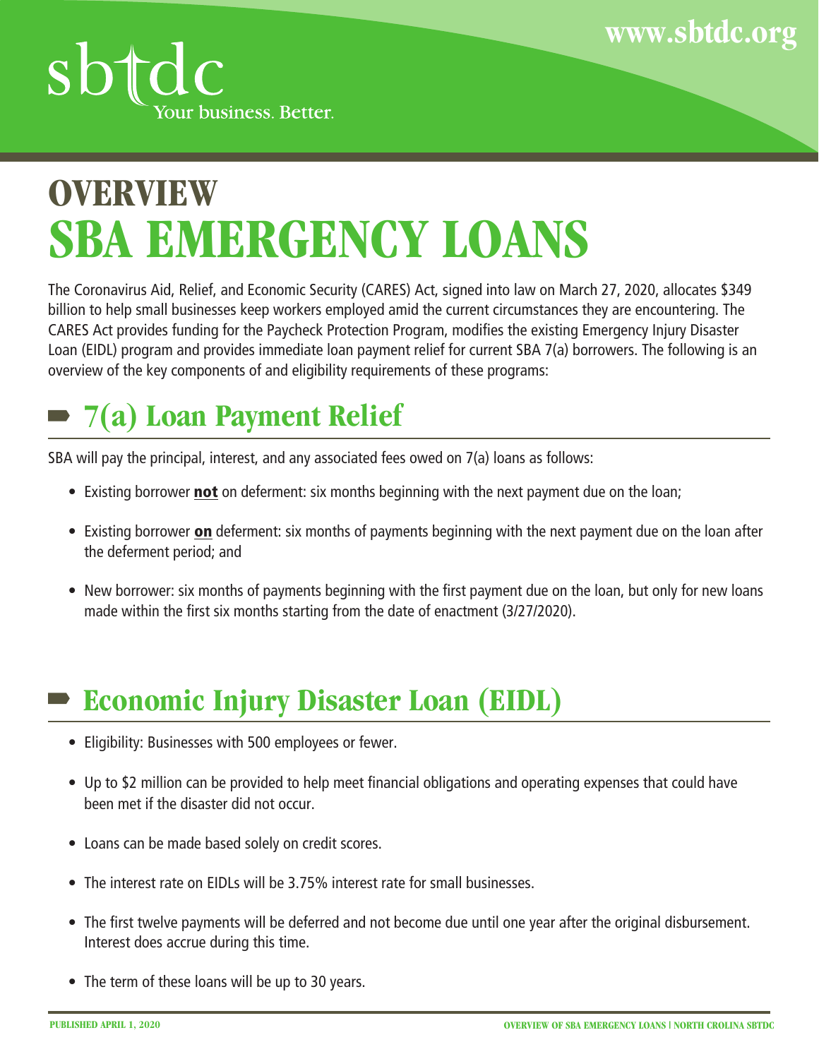# OVERVIEW
# SBA EMERGENCY LOANS

The Coronavirus Aid, Relief, and Economic Security (CARES) Act, signed into law on March 27, 2020, allocates $349 billion to help small businesses keep workers employed amid the current circumstances they are encountering. The CARES Act provides funding for the Paycheck Protection Program, modifies the existing Emergency Injury Disaster Loan (EIDL) program and provides immediate loan payment relief for current SBA 7(a) borrowers. The following is an overview of the key components of and eligibility requirements of these programs:

## 7(a) Loan Payment Relief

SBA will pay the principal, interest, and any associated fees owed on 7(a) loans as follows:

- Existing borrower **not** on deferment: six months beginning with the next payment due on the loan;
- Existing borrower **on** deferment: six months of payments beginning with the next payment due on the loan after the deferment period; and
- New borrower: six months of payments beginning with the first payment due on the loan, but only for new loans made within the first six months starting from the date of enactment (3/27/2020).

## Economic Injury Disaster Loan (EIDL)

- Eligibility: Businesses with 500 employees or fewer.
- Up to $2 million can be provided to help meet financial obligations and operating expenses that could have been met if the disaster did not occur.
- Loans can be made based solely on credit scores.
- The interest rate on EIDLs will be 3.75% interest rate for small businesses.
- The first twelve payments will be deferred and not become due until one year after the original disbursement. Interest does accrue during this time.
- The term of these loans will be up to 30 years.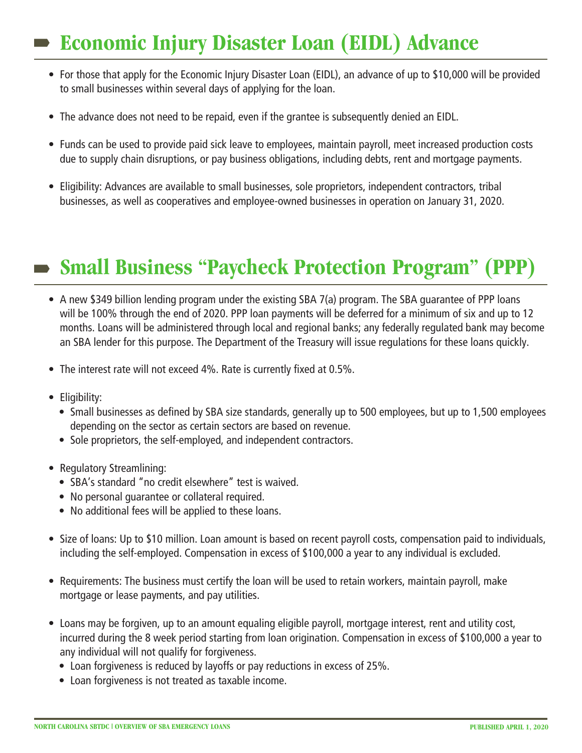## Economic Injury Disaster Loan (EIDL) Advance

- For those that apply for the Economic Injury Disaster Loan (EIDL), an advance of up to $10,000 will be provided to small businesses within several days of applying for the loan.
- The advance does not need to be repaid, even if the grantee is subsequently denied an EIDL.
- Funds can be used to provide paid sick leave to employees, maintain payroll, meet increased production costs due to supply chain disruptions, or pay business obligations, including debts, rent and mortgage payments.
- Eligibility: Advances are available to small businesses, sole proprietors, independent contractors, tribal businesses, as well as cooperatives and employee-owned businesses in operation on January 31, 2020.

## Small Business "Paycheck Protection Program" (PPP)

- A new $349 billion lending program under the existing SBA 7(a) program. The SBA guarantee of PPP loans will be 100% through the end of 2020. PPP loan payments will be deferred for a minimum of six and up to 12 months. Loans will be administered through local and regional banks; any federally regulated bank may become an SBA lender for this purpose. The Department of the Treasury will issue regulations for these loans quickly.
- The interest rate will not exceed 4%. Rate is currently fixed at 0.5%.
- Eligibility:
  - Small businesses as defined by SBA size standards, generally up to 500 employees, but up to 1,500 employees depending on the sector as certain sectors are based on revenue.
  - Sole proprietors, the self-employed, and independent contractors.
- Regulatory Streamlining:
  - SBA's standard "no credit elsewhere" test is waived.
  - No personal guarantee or collateral required.
  - No additional fees will be applied to these loans.
- Size of loans: Up to $10 million. Loan amount is based on recent payroll costs, compensation paid to individuals, including the self-employed. Compensation in excess of $100,000 a year to any individual is excluded.
- Requirements: The business must certify the loan will be used to retain workers, maintain payroll, make mortgage or lease payments, and pay utilities.
- Loans may be forgiven, up to an amount equaling eligible payroll, mortgage interest, rent and utility cost, incurred during the 8 week period starting from loan origination. Compensation in excess of $100,000 a year to any individual will not qualify for forgiveness.
  - Loan forgiveness is reduced by layoffs or pay reductions in excess of 25%.
  - Loan forgiveness is not treated as taxable income.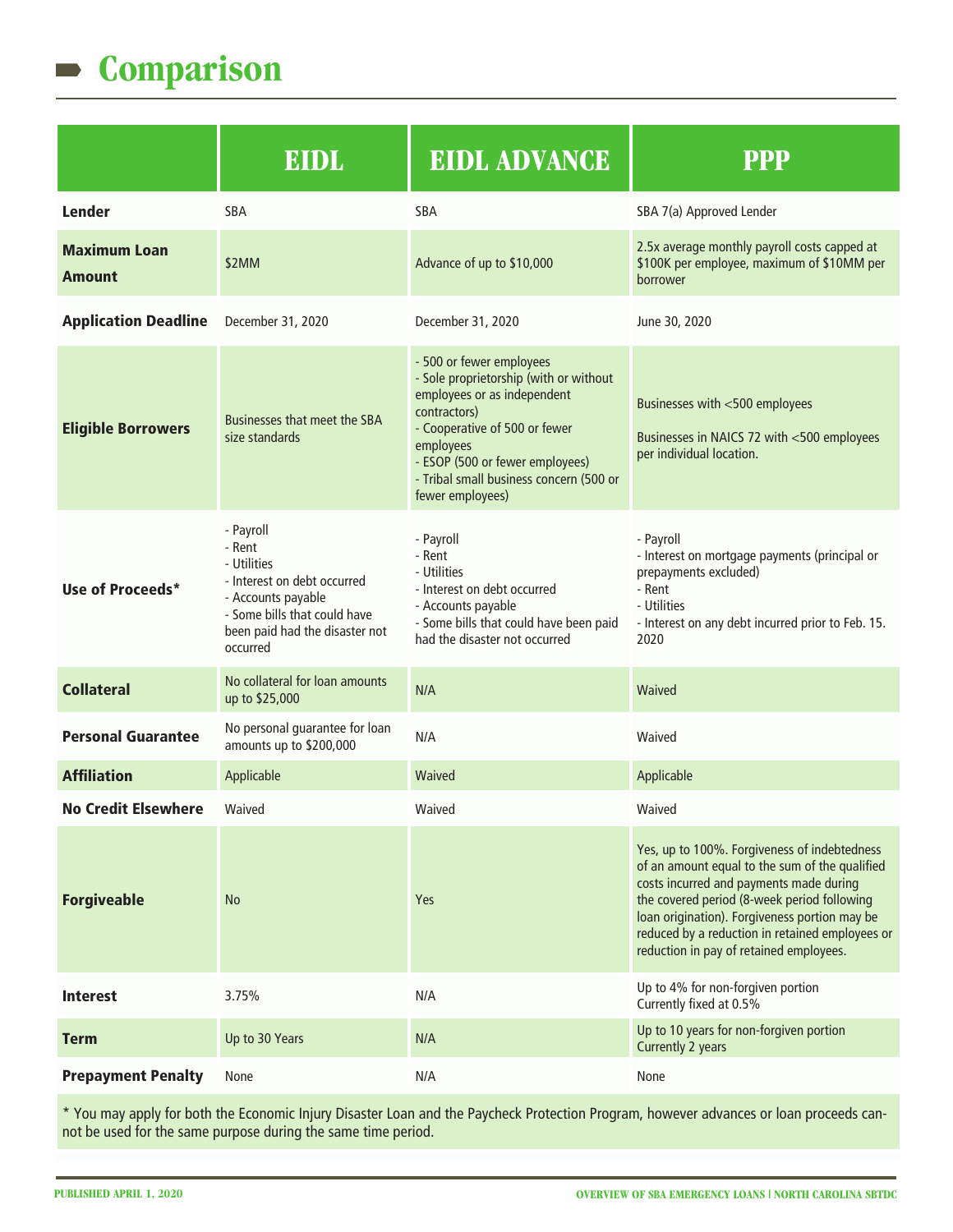# Comparison

| | EIDL | EIDL ADVANCE | PPP |
|---|---|---|---|
| **Lender** | SBA | SBA | SBA 7(a) Approved Lender |
| **Maximum Loan Amount** | $2MM | Advance of up to $10,000 | 2.5x average monthly payroll costs capped at $100K per employee, maximum of $10MM per borrower |
| **Application Deadline** | December 31, 2020 | December 31, 2020 | June 30, 2020 |
| **Eligible Borrowers** | Businesses that meet the SBA size standards | - 500 or fewer employees<br>- Sole proprietorship (with or without employees or as independent contractors)<br>- Cooperative of 500 or fewer employees<br>- ESOP (500 or fewer employees)<br>- Tribal small business concern (500 or fewer employees) | Businesses with <500 employees<br><br>Businesses in NAICS 72 with <500 employees per individual location. |
| **Use of Proceeds*** | - Payroll<br>- Rent<br>- Utilities<br>- Interest on debt occurred<br>- Accounts payable<br>- Some bills that could have been paid had the disaster not occurred | - Payroll<br>- Rent<br>- Utilities<br>- Interest on debt occurred<br>- Accounts payable<br>- Some bills that could have been paid had the disaster not occurred | - Payroll<br>- Interest on mortgage payments (principal or prepayments excluded)<br>- Rent<br>- Utilities<br>- Interest on any debt incurred prior to Feb. 15. 2020 |
| **Collateral** | No collateral for loan amounts up to $25,000 | N/A | Waived |
| **Personal Guarantee** | No personal guarantee for loan amounts up to $200,000 | N/A | Waived |
| **Affiliation** | Applicable | Waived | Applicable |
| **No Credit Elsewhere** | Waived | Waived | Waived |
| **Forgiveable** | No | Yes | Yes, up to 100%. Forgiveness of indebtedness of an amount equal to the sum of the qualified costs incurred and payments made during the covered period (8-week period following loan origination). Forgiveness portion may be reduced by a reduction in retained employees or reduction in pay of retained employees. |
| **Interest** | 3.75% | N/A | Up to 4% for non-forgiven portion<br>Currently fixed at 0.5% |
| **Term** | Up to 30 Years | N/A | Up to 10 years for non-forgiven portion<br>Currently 2 years |
| **Prepayment Penalty** | None | N/A | None |

* You may apply for both the Economic Injury Disaster Loan and the Paycheck Protection Program, however advances or loan proceeds cannot be used for the same purpose during the same time period.

PUBLISHED APRIL 1, 2020

OVERVIEW OF SBA EMERGENCY LOANS | NORTH CAROLINA SBTDC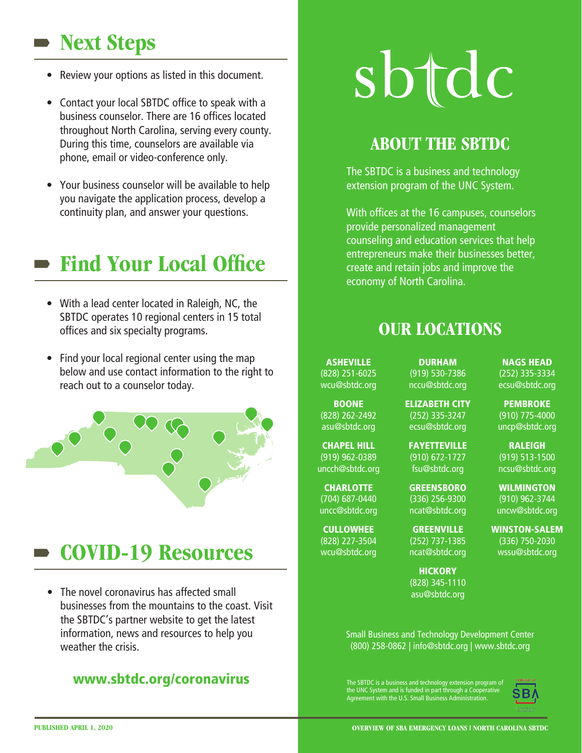## Next Steps

- Review your options as listed in this document.
- Contact your local SBTDC office to speak with a business counselor. There are 16 offices located throughout North Carolina, serving every county. During this time, counselors are available via phone, email or video-conference only.
- Your business counselor will be available to help you navigate the application process, develop a continuity plan, and answer your questions.

## Find Your Local Office

- With a lead center located in Raleigh, NC, the SBTDC operates 10 regional centers in 15 total offices and six specialty programs.
- Find your local regional center using the map below and use contact information to the right to reach out to a counselor today.

## COVID-19 Resources

- The novel coronavirus has affected small businesses from the mountains to the coast. Visit the SBTDC's partner website to get the latest information, news and resources to help you weather the crisis.

**www.sbtdc.org/coronavirus**

# sbtdc

## ABOUT THE SBTDC

The SBTDC is a business and technology extension program of the UNC System.

With offices at the 16 campuses, counselors provide personalized management counseling and education services that help entrepreneurs make their businesses better, create and retain jobs and improve the economy of North Carolina.

## OUR LOCATIONS

**ASHEVILLE**
(828) 251-6025
wcu@sbtdc.org

**BOONE**
(828) 262-2492
asu@sbtdc.org

**CHAPEL HILL**
(919) 962-0389
uncch@sbtdc.org

**CHARLOTTE**
(704) 687-0440
uncc@sbtdc.org

**CULLOWHEE**
(828) 227-3504
wcu@sbtdc.org

**DURHAM**
(919) 530-7386
nccu@sbtdc.org

**ELIZABETH CITY**
(252) 335-3247
ecsu@sbtdc.org

**FAYETTEVILLE**
(910) 672-1727
fsu@sbtdc.org

**GREENSBORO**
(336) 256-9300
ncat@sbtdc.org

**GREENVILLE**
(252) 737-1385
ncat@sbtdc.org

**HICKORY**
(828) 345-1110
asu@sbtdc.org

**NAGS HEAD**
(252) 335-3334
ecsu@sbtdc.org

**PEMBROKE**
(910) 775-4000
uncp@sbtdc.org

**RALEIGH**
(919) 513-1500
ncsu@sbtdc.org

**WILMINGTON**
(910) 962-3744
uncw@sbtdc.org

**WINSTON-SALEM**
(336) 750-2030
wssu@sbtdc.org

Small Business and Technology Development Center
(800) 258-0862 | info@sbtdc.org | www.sbtdc.org

The SBTDC is a business and technology extension program of the UNC System and is funded in part through a Cooperative Agreement with the U.S. Small Business Administration.

PUBLISHED APRIL 1, 2020